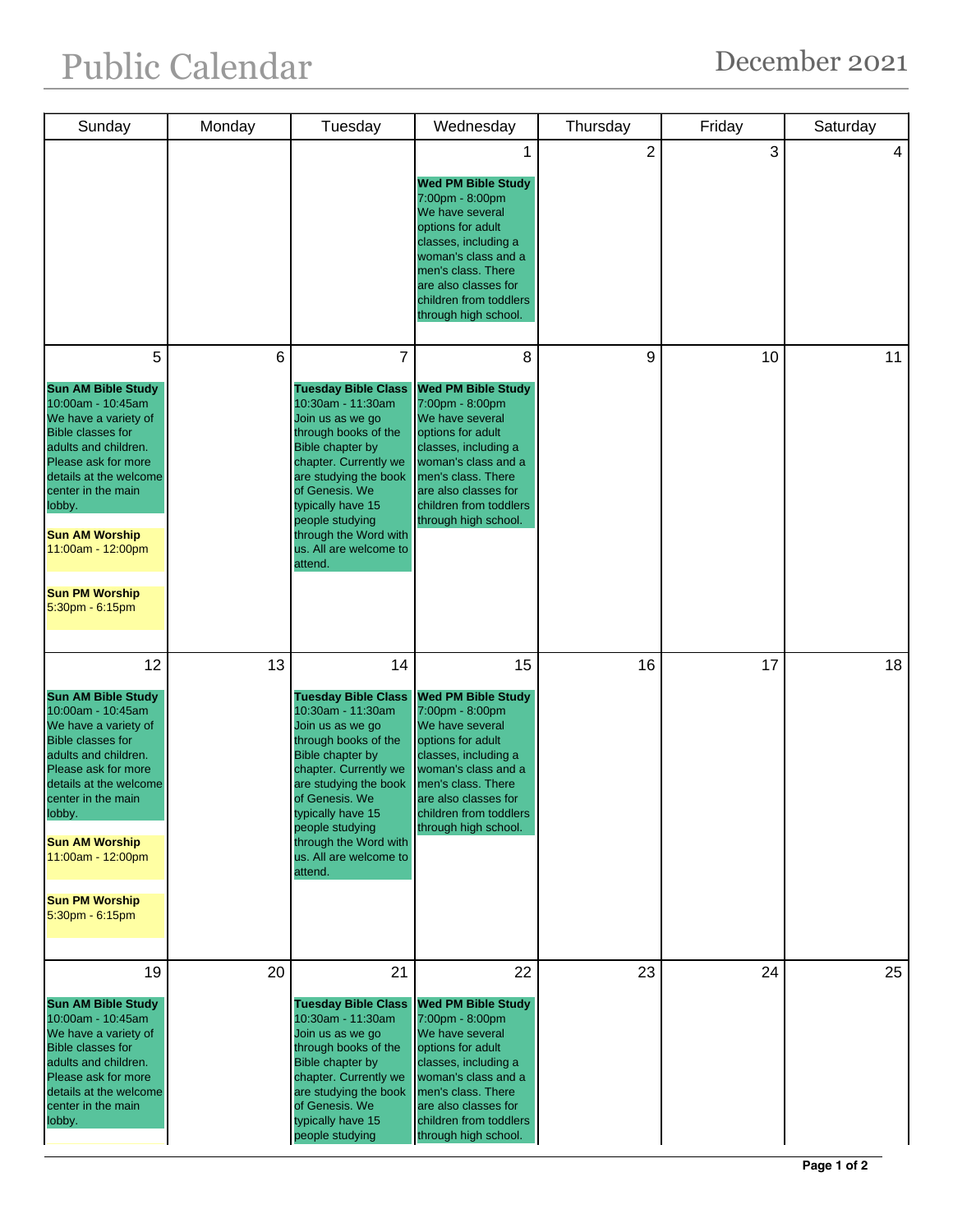# Public Calendar

## December 2021

| Sunday | Monday | Tuesday | Wednesday | Thursday | Friday | Saturday |
|---|---|---|---|---|---|---|
| | | | 1<br><br>**Wed PM Bible Study**<br>7:00pm - 8:00pm<br>We have several options for adult classes, including a woman's class and a men's class. There are also classes for children from toddlers through high school. | 2 | 3 | 4 |
| 5<br><br>**Sun AM Bible Study**<br>10:00am - 10:45am<br>We have a variety of Bible classes for adults and children. Please ask for more details at the welcome center in the main lobby.<br><br>**Sun AM Worship**<br>11:00am - 12:00pm<br><br>**Sun PM Worship**<br>5:30pm - 6:15pm | 6 | 7<br><br>**Tuesday Bible Class**<br>10:30am - 11:30am<br>Join us as we go through books of the Bible chapter by chapter. Currently we are studying the book of Genesis. We typically have 15 people studying through the Word with us. All are welcome to attend. | 8<br><br>**Wed PM Bible Study**<br>7:00pm - 8:00pm<br>We have several options for adult classes, including a woman's class and a men's class. There are also classes for children from toddlers through high school. | 9 | 10 | 11 |
| 12<br><br>**Sun AM Bible Study**<br>10:00am - 10:45am<br>We have a variety of Bible classes for adults and children. Please ask for more details at the welcome center in the main lobby.<br><br>**Sun AM Worship**<br>11:00am - 12:00pm<br><br>**Sun PM Worship**<br>5:30pm - 6:15pm | 13 | 14<br><br>**Tuesday Bible Class**<br>10:30am - 11:30am<br>Join us as we go through books of the Bible chapter by chapter. Currently we are studying the book of Genesis. We typically have 15 people studying through the Word with us. All are welcome to attend. | 15<br><br>**Wed PM Bible Study**<br>7:00pm - 8:00pm<br>We have several options for adult classes, including a woman's class and a men's class. There are also classes for children from toddlers through high school. | 16 | 17 | 18 |
| 19<br><br>**Sun AM Bible Study**<br>10:00am - 10:45am<br>We have a variety of Bible classes for adults and children. Please ask for more details at the welcome center in the main lobby. | 20 | 21<br><br>**Tuesday Bible Class**<br>10:30am - 11:30am<br>Join us as we go through books of the Bible chapter by chapter. Currently we are studying the book of Genesis. We typically have 15 people studying | 22<br><br>**Wed PM Bible Study**<br>7:00pm - 8:00pm<br>We have several options for adult classes, including a woman's class and a men's class. There are also classes for children from toddlers through high school. | 23 | 24 | 25 |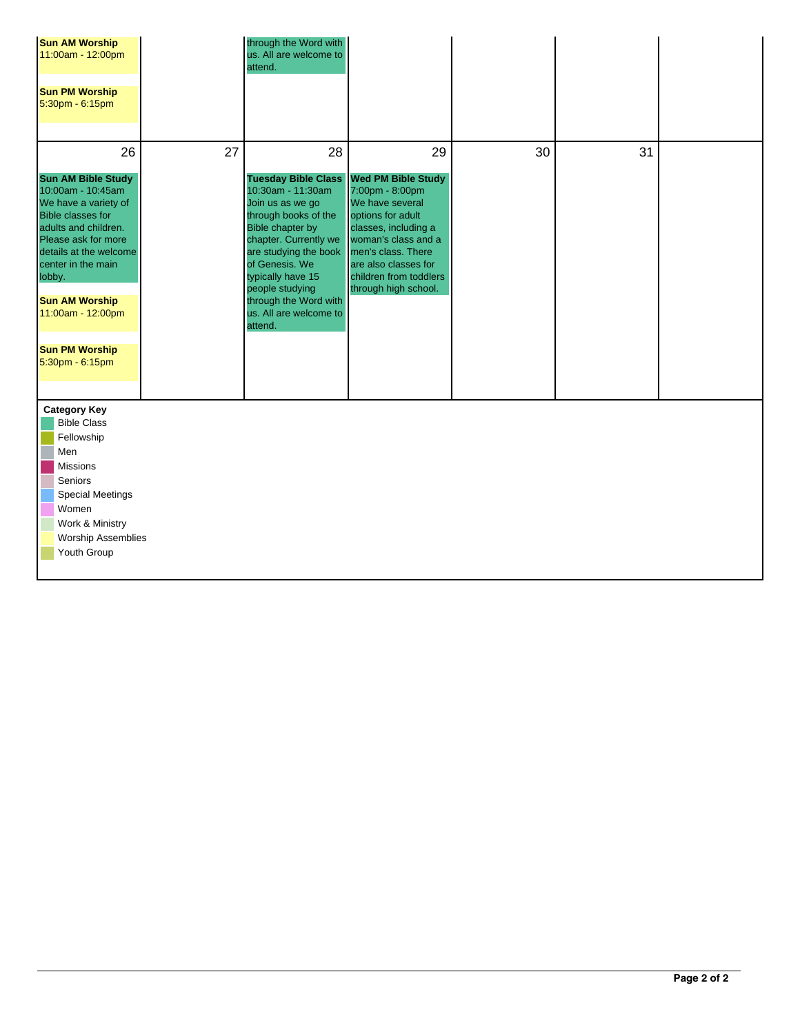| | | | | | | |
|---|---|---|---|---|---|---|
| **Sun AM Worship** 11:00am - 12:00pm<br><br>**Sun PM Worship** 5:30pm - 6:15pm | | through the Word with us. All are welcome to attend. | | | | |
| 26<br><br>**Sun AM Bible Study** 10:00am - 10:45am We have a variety of Bible classes for adults and children. Please ask for more details at the welcome center in the main lobby.<br><br>**Sun AM Worship** 11:00am - 12:00pm<br><br>**Sun PM Worship** 5:30pm - 6:15pm | 27 | 28<br><br>**Tuesday Bible Class** 10:30am - 11:30am Join us as we go through books of the Bible chapter by chapter. Currently we are studying the book of Genesis. We typically have 15 people studying through the Word with us. All are welcome to attend. | 29<br><br>**Wed PM Bible Study** 7:00pm - 8:00pm We have several options for adult classes, including a woman's class and a men's class. There are also classes for children from toddlers through high school. | 30 | 31 | |

**Category Key**

- Bible Class
- Fellowship
- Men
- Missions
- Seniors
- Special Meetings
- Women
- Work & Ministry
- Worship Assemblies
- Youth Group